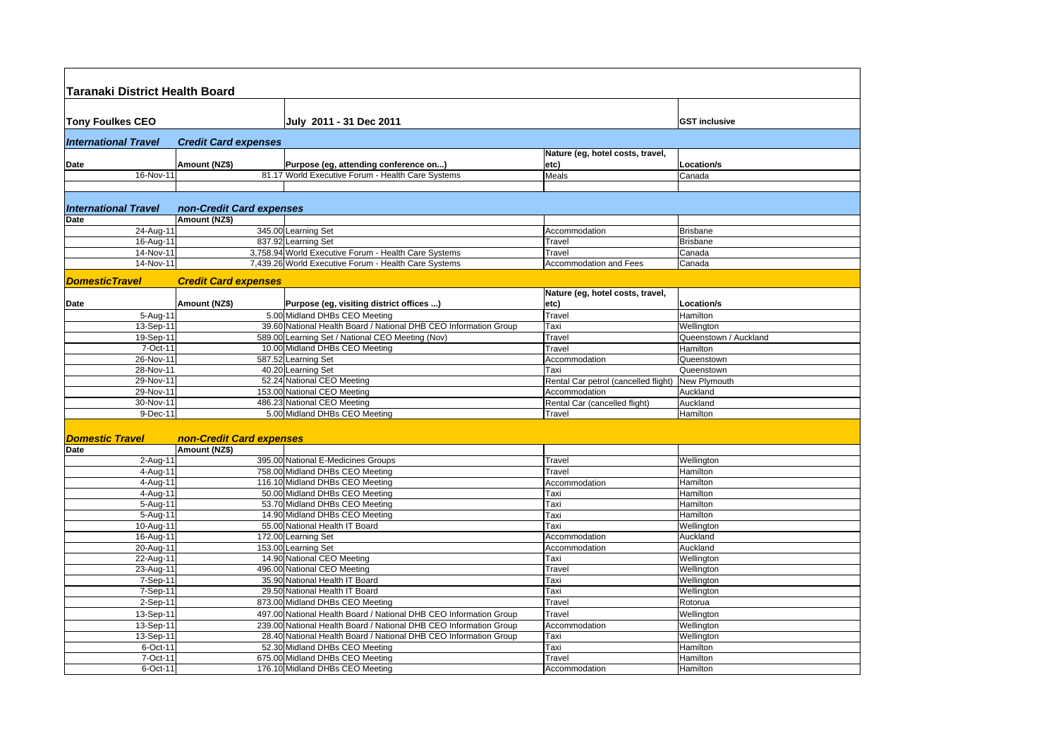# Taranaki District Health Board

**Tony Foulkes CEO** | **July 2011 - 31 Dec 2011** | **GST inclusive**

### *International Travel* — *Credit Card expenses*

| Date | Amount (NZ$) | Purpose (eg, attending conference on...) | Nature (eg, hotel costs, travel, etc) | Location/s |
|---|---|---|---|---|
| 16-Nov-11 | 81.17 | World Executive Forum - Health Care Systems | Meals | Canada |

### *International Travel* — *non-Credit Card expenses*

| Date | Amount (NZ$) | Purpose | Nature | Location/s |
|---|---|---|---|---|
| 24-Aug-11 | 345.00 | Learning Set | Accommodation | Brisbane |
| 16-Aug-11 | 837.92 | Learning Set | Travel | Brisbane |
| 14-Nov-11 | 3,758.94 | World Executive Forum - Health Care Systems | Travel | Canada |
| 14-Nov-11 | 7,439.26 | World Executive Forum - Health Care Systems | Accommodation and Fees | Canada |

### *DomesticTravel* — *Credit Card expenses*

| Date | Amount (NZ$) | Purpose (eg, visiting district offices ...) | Nature (eg, hotel costs, travel, etc) | Location/s |
|---|---|---|---|---|
| 5-Aug-11 | 5.00 | Midland DHBs CEO Meeting | Travel | Hamilton |
| 13-Sep-11 | 39.60 | National Health Board / National DHB CEO Information Group | Taxi | Wellington |
| 19-Sep-11 | 589.00 | Learning Set / National CEO Meeting (Nov) | Travel | Queenstown / Auckland |
| 7-Oct-11 | 10.00 | Midland DHBs CEO Meeting | Travel | Hamilton |
| 26-Nov-11 | 587.52 | Learning Set | Accommodation | Queenstown |
| 28-Nov-11 | 40.20 | Learning Set | Taxi | Queenstown |
| 29-Nov-11 | 52.24 | National CEO Meeting | Rental Car petrol (cancelled flight) | New Plymouth |
| 29-Nov-11 | 153.00 | National CEO Meeting | Accommodation | Auckland |
| 30-Nov-11 | 486.23 | National CEO Meeting | Rental Car (cancelled flight) | Auckland |
| 9-Dec-11 | 5.00 | Midland DHBs CEO Meeting | Travel | Hamilton |

### *Domestic Travel* — *non-Credit Card expenses*

| Date | Amount (NZ$) | Purpose | Nature | Location/s |
|---|---|---|---|---|
| 2-Aug-11 | 395.00 | National E-Medicines Groups | Travel | Wellington |
| 4-Aug-11 | 758.00 | Midland DHBs CEO Meeting | Travel | Hamilton |
| 4-Aug-11 | 116.10 | Midland DHBs CEO Meeting | Accommodation | Hamilton |
| 4-Aug-11 | 50.00 | Midland DHBs CEO Meeting | Taxi | Hamilton |
| 5-Aug-11 | 53.70 | Midland DHBs CEO Meeting | Taxi | Hamilton |
| 5-Aug-11 | 14.90 | Midland DHBs CEO Meeting | Taxi | Hamilton |
| 10-Aug-11 | 55.00 | National Health IT Board | Taxi | Wellington |
| 16-Aug-11 | 172.00 | Learning Set | Accommodation | Auckland |
| 20-Aug-11 | 153.00 | Learning Set | Accommodation | Auckland |
| 22-Aug-11 | 14.90 | National CEO Meeting | Taxi | Wellington |
| 23-Aug-11 | 496.00 | National CEO Meeting | Travel | Wellington |
| 7-Sep-11 | 35.90 | National Health IT Board | Taxi | Wellington |
| 7-Sep-11 | 29.50 | National Health IT Board | Taxi | Wellington |
| 2-Sep-11 | 873.00 | Midland DHBs CEO Meeting | Travel | Rotorua |
| 13-Sep-11 | 497.00 | National Health Board / National DHB CEO Information Group | Travel | Wellington |
| 13-Sep-11 | 239.00 | National Health Board / National DHB CEO Information Group | Accommodation | Wellington |
| 13-Sep-11 | 28.40 | National Health Board / National DHB CEO Information Group | Taxi | Wellington |
| 6-Oct-11 | 52.30 | Midland DHBs CEO Meeting | Taxi | Hamilton |
| 7-Oct-11 | 675.00 | Midland DHBs CEO Meeting | Travel | Hamilton |
| 6-Oct-11 | 176.10 | Midland DHBs CEO Meeting | Accommodation | Hamilton |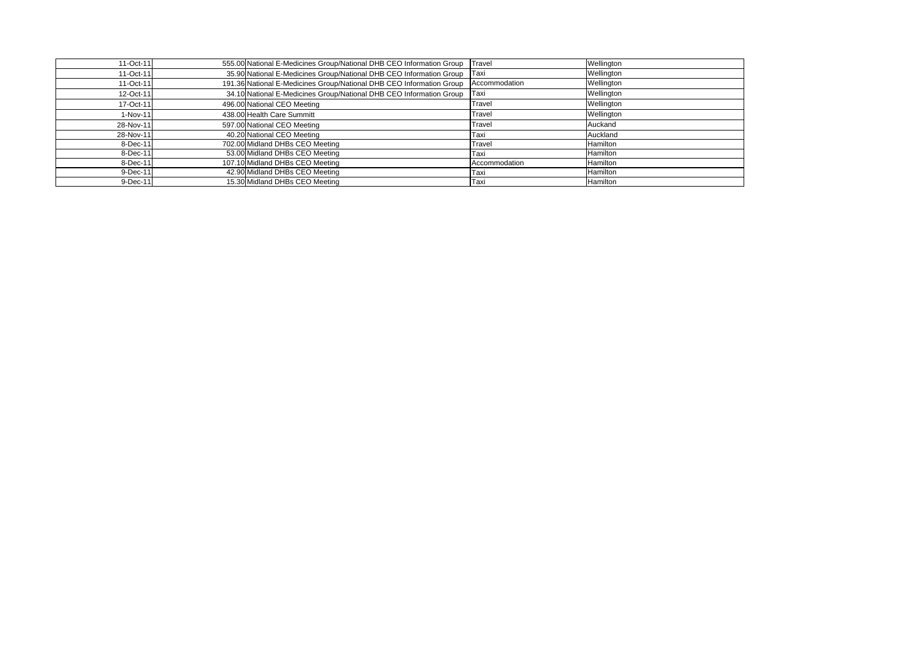| | | | | |
|---|---|---|---|---|
| 11-Oct-11 | 555.00 | National E-Medicines Group/National DHB CEO Information Group | Travel | Wellington |
| 11-Oct-11 | 35.90 | National E-Medicines Group/National DHB CEO Information Group | Taxi | Wellington |
| 11-Oct-11 | 191.36 | National E-Medicines Group/National DHB CEO Information Group | Accommodation | Wellington |
| 12-Oct-11 | 34.10 | National E-Medicines Group/National DHB CEO Information Group | Taxi | Wellington |
| 17-Oct-11 | 496.00 | National CEO Meeting | Travel | Wellington |
| 1-Nov-11 | 438.00 | Health Care Summitt | Travel | Wellington |
| 28-Nov-11 | 597.00 | National CEO Meeting | Travel | Auckand |
| 28-Nov-11 | 40.20 | National CEO Meeting | Taxi | Auckland |
| 8-Dec-11 | 702.00 | Midland DHBs CEO Meeting | Travel | Hamilton |
| 8-Dec-11 | 53.00 | Midland DHBs CEO Meeting | Taxi | Hamilton |
| 8-Dec-11 | 107.10 | Midland DHBs CEO Meeting | Accommodation | Hamilton |
| 9-Dec-11 | 42.90 | Midland DHBs CEO Meeting | Taxi | Hamilton |
| 9-Dec-11 | 15.30 | Midland DHBs CEO Meeting | Taxi | Hamilton |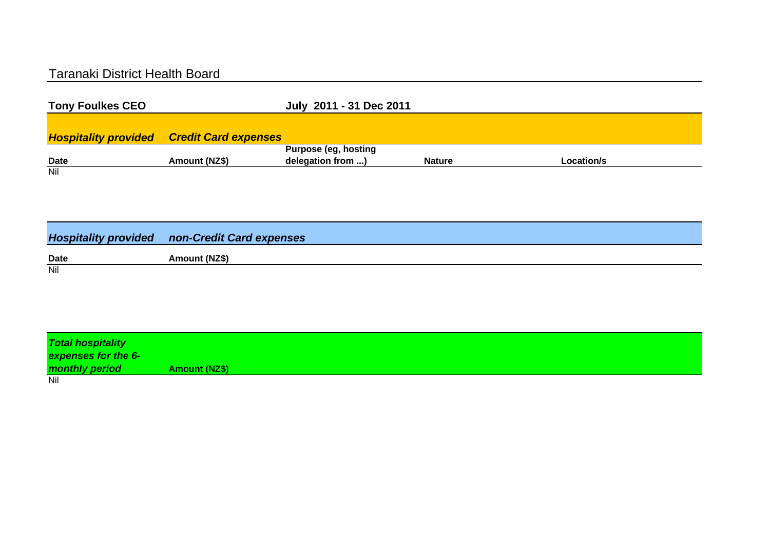# Taranaki District Health Board

**Tony Foulkes CEO** **July 2011 - 31 Dec 2011**

## *Hospitality provided* *Credit Card expenses*

| Date | Amount (NZ$) | Purpose (eg, hosting delegation from ...) | Nature | Location/s |
|---|---|---|---|---|
| Nil | | | | |

## *Hospitality provided* *non-Credit Card expenses*

| Date | Amount (NZ$) |
|---|---|
| Nil | |

## *Total hospitality expenses for the 6-monthly period*

| *Total hospitality expenses for the 6-monthly period* | Amount (NZ$) |
|---|---|
| Nil | |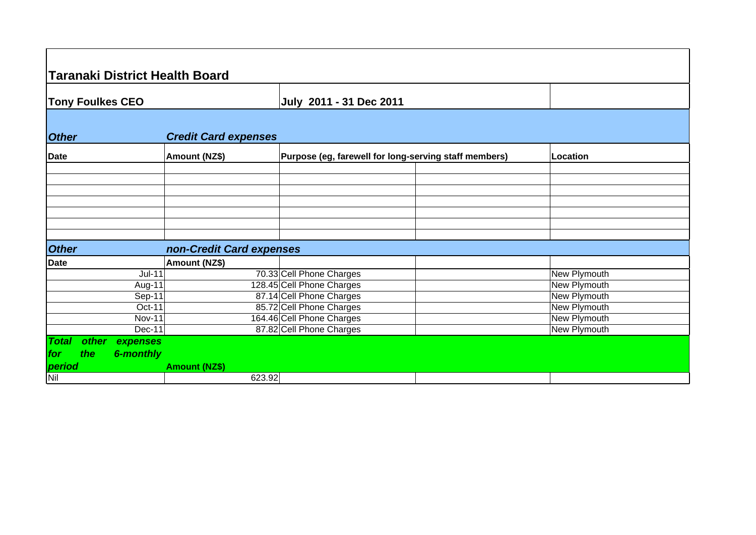# Taranaki District Health Board

| **Tony Foulkes CEO** | | **July 2011 - 31 Dec 2011** | | |
|---|---|---|---|---|
| ***Other*** | ***Credit Card expenses*** | | | |
| **Date** | **Amount (NZ$)** | **Purpose (eg, farewell for long-serving staff members)** | | **Location** |
| | | | | |
| | | | | |
| | | | | |
| | | | | |
| | | | | |
| | | | | |
| | | | | |
| ***Other*** | ***non-Credit Card expenses*** | | | |
| **Date** | **Amount (NZ$)** | | | |
| Jul-11 | 70.33 | Cell Phone Charges | | New Plymouth |
| Aug-11 | 128.45 | Cell Phone Charges | | New Plymouth |
| Sep-11 | 87.14 | Cell Phone Charges | | New Plymouth |
| Oct-11 | 85.72 | Cell Phone Charges | | New Plymouth |
| Nov-11 | 164.46 | Cell Phone Charges | | New Plymouth |
| Dec-11 | 87.82 | Cell Phone Charges | | New Plymouth |
| ***Total other expenses for the 6-monthly period*** | **Amount (NZ$)** | | | |
| Nil | 623.92 | | | |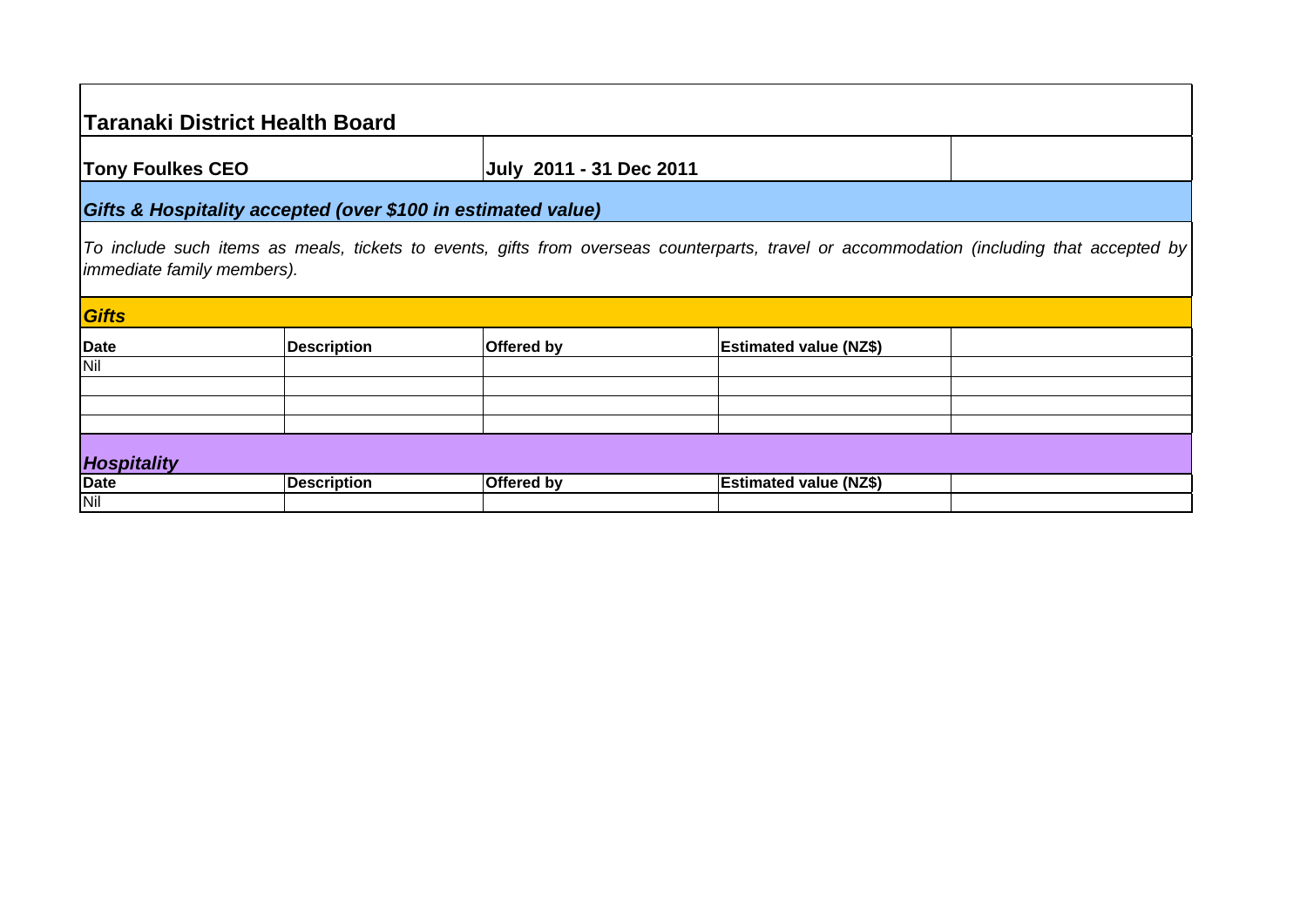# Taranaki District Health Board

**Tony Foulkes CEO** | **July 2011 - 31 Dec 2011**

## *Gifts & Hospitality accepted (over $100 in estimated value)*

*To include such items as meals, tickets to events, gifts from overseas counterparts, travel or accommodation (including that accepted by immediate family members).*

### *Gifts*

| Date | Description | Offered by | Estimated value (NZ$) | |
|---|---|---|---|---|
| Nil | | | | |
| | | | | |
| | | | | |
| | | | | |

### *Hospitality*

| Date | Description | Offered by | Estimated value (NZ$) | |
|---|---|---|---|---|
| Nil | | | | |